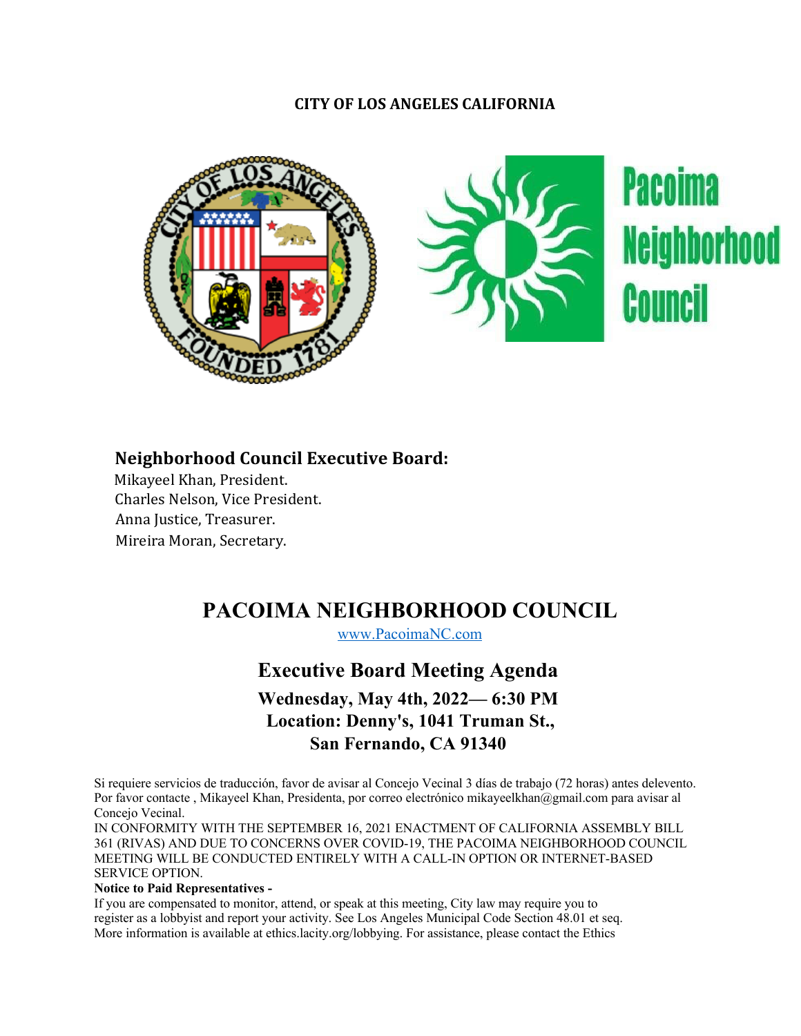**CITY OF LOS ANGELES CALIFORNIA**

Pacoima Neighborhood Council

## Neighborhood Council Executive Board:

Mikayeel Khan, President.
Charles Nelson, Vice President.
Anna Justice, Treasurer.
Mireira Moran, Secretary.

# PACOIMA NEIGHBORHOOD COUNCIL

www.PacoimaNC.com

## Executive Board Meeting Agenda

### Wednesday, May 4th, 2022— 6:30 PM
### Location: Denny's, 1041 Truman St., San Fernando, CA 91340

Si requiere servicios de traducción, favor de avisar al Concejo Vecinal 3 días de trabajo (72 horas) antes delevento. Por favor contacte , Mikayeel Khan, Presidenta, por correo electrónico mikayeelkhan@gmail.com para avisar al Concejo Vecinal.

IN CONFORMITY WITH THE SEPTEMBER 16, 2021 ENACTMENT OF CALIFORNIA ASSEMBLY BILL 361 (RIVAS) AND DUE TO CONCERNS OVER COVID-19, THE PACOIMA NEIGHBORHOOD COUNCIL MEETING WILL BE CONDUCTED ENTIRELY WITH A CALL-IN OPTION OR INTERNET-BASED SERVICE OPTION.

**Notice to Paid Representatives -**

If you are compensated to monitor, attend, or speak at this meeting, City law may require you to register as a lobbyist and report your activity. See Los Angeles Municipal Code Section 48.01 et seq. More information is available at ethics.lacity.org/lobbying. For assistance, please contact the Ethics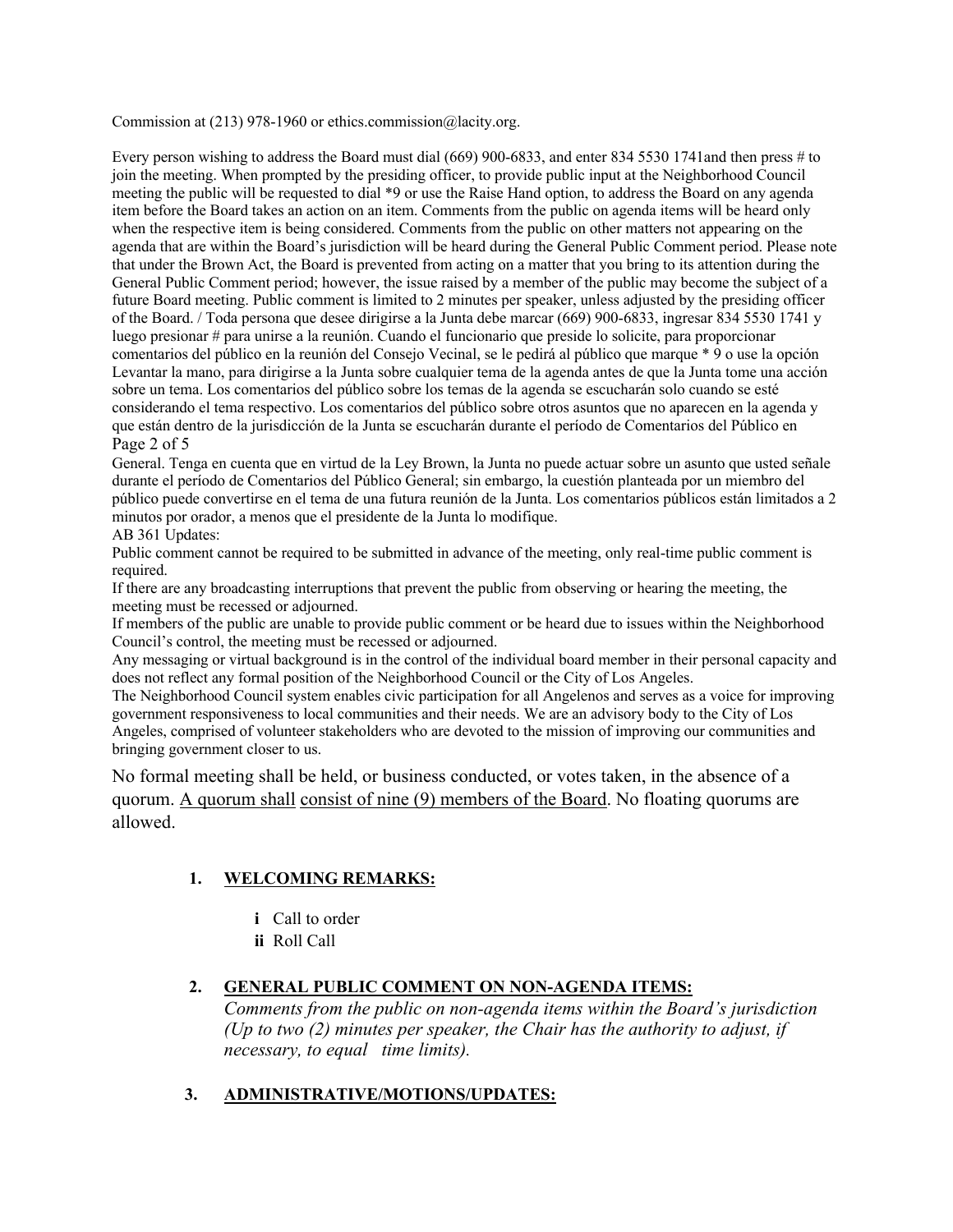Commission at (213) 978-1960 or ethics.commission@lacity.org.

Every person wishing to address the Board must dial (669) 900-6833, and enter 834 5530 1741and then press # to join the meeting. When prompted by the presiding officer, to provide public input at the Neighborhood Council meeting the public will be requested to dial *9 or use the Raise Hand option, to address the Board on any agenda item before the Board takes an action on an item. Comments from the public on agenda items will be heard only when the respective item is being considered. Comments from the public on other matters not appearing on the agenda that are within the Board's jurisdiction will be heard during the General Public Comment period. Please note that under the Brown Act, the Board is prevented from acting on a matter that you bring to its attention during the General Public Comment period; however, the issue raised by a member of the public may become the subject of a future Board meeting. Public comment is limited to 2 minutes per speaker, unless adjusted by the presiding officer of the Board. / Toda persona que desee dirigirse a la Junta debe marcar (669) 900-6833, ingresar 834 5530 1741 y luego presionar # para unirse a la reunión. Cuando el funcionario que preside lo solicite, para proporcionar comentarios del público en la reunión del Consejo Vecinal, se le pedirá al público que marque * 9 o use la opción Levantar la mano, para dirigirse a la Junta sobre cualquier tema de la agenda antes de que la Junta tome una acción sobre un tema. Los comentarios del público sobre los temas de la agenda se escucharán solo cuando se esté considerando el tema respectivo. Los comentarios del público sobre otros asuntos que no aparecen en la agenda y que están dentro de la jurisdicción de la Junta se escucharán durante el período de Comentarios del Público en General. Tenga en cuenta que en virtud de la Ley Brown, la Junta no puede actuar sobre un asunto que usted señale durante el período de Comentarios del Público General; sin embargo, la cuestión planteada por un miembro del público puede convertirse en el tema de una futura reunión de la Junta. Los comentarios públicos están limitados a 2 minutos por orador, a menos que el presidente de la Junta lo modifique.

AB 361 Updates:

Public comment cannot be required to be submitted in advance of the meeting, only real-time public comment is required.

If there are any broadcasting interruptions that prevent the public from observing or hearing the meeting, the meeting must be recessed or adjourned.

If members of the public are unable to provide public comment or be heard due to issues within the Neighborhood Council's control, the meeting must be recessed or adjourned.

Any messaging or virtual background is in the control of the individual board member in their personal capacity and does not reflect any formal position of the Neighborhood Council or the City of Los Angeles.

The Neighborhood Council system enables civic participation for all Angelenos and serves as a voice for improving government responsiveness to local communities and their needs. We are an advisory body to the City of Los Angeles, comprised of volunteer stakeholders who are devoted to the mission of improving our communities and bringing government closer to us.

No formal meeting shall be held, or business conducted, or votes taken, in the absence of a quorum. A quorum shall consist of nine (9) members of the Board. No floating quorums are allowed.

1. **WELCOMING REMARKS:**

   **i** Call to order
   **ii** Roll Call

2. **GENERAL PUBLIC COMMENT ON NON-AGENDA ITEMS:**
   *Comments from the public on non-agenda items within the Board's jurisdiction (Up to two (2) minutes per speaker, the Chair has the authority to adjust, if necessary, to equal time limits).*

3. **ADMINISTRATIVE/MOTIONS/UPDATES:**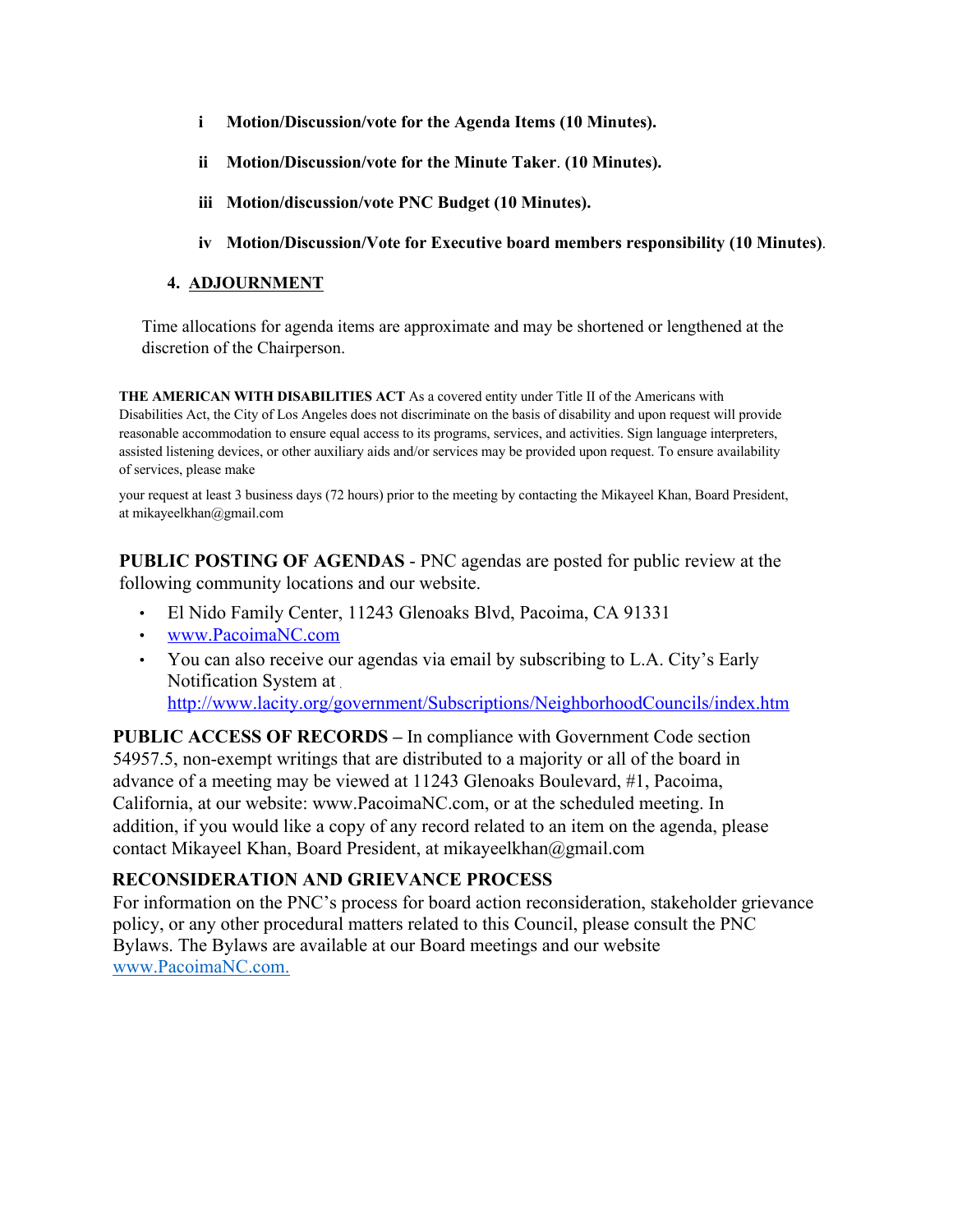i **Motion/Discussion/vote for the Agenda Items (10 Minutes).**

ii **Motion/Discussion/vote for the Minute Taker**. **(10 Minutes).**

iii **Motion/discussion/vote PNC Budget (10 Minutes).**

iv **Motion/Discussion/Vote for Executive board members responsibility (10 Minutes)**.

4. **ADJOURNMENT**

Time allocations for agenda items are approximate and may be shortened or lengthened at the discretion of the Chairperson.

**THE AMERICAN WITH DISABILITIES ACT** As a covered entity under Title II of the Americans with Disabilities Act, the City of Los Angeles does not discriminate on the basis of disability and upon request will provide reasonable accommodation to ensure equal access to its programs, services, and activities. Sign language interpreters, assisted listening devices, or other auxiliary aids and/or services may be provided upon request. To ensure availability of services, please make

your request at least 3 business days (72 hours) prior to the meeting by contacting the Mikayeel Khan, Board President, at mikayeelkhan@gmail.com

**PUBLIC POSTING OF AGENDAS** - PNC agendas are posted for public review at the following community locations and our website.

- El Nido Family Center, 11243 Glenoaks Blvd, Pacoima, CA 91331
- www.PacoimaNC.com
- You can also receive our agendas via email by subscribing to L.A. City's Early Notification System at http://www.lacity.org/government/Subscriptions/NeighborhoodCouncils/index.htm

**PUBLIC ACCESS OF RECORDS** – In compliance with Government Code section 54957.5, non-exempt writings that are distributed to a majority or all of the board in advance of a meeting may be viewed at 11243 Glenoaks Boulevard, #1, Pacoima, California, at our website: www.PacoimaNC.com, or at the scheduled meeting. In addition, if you would like a copy of any record related to an item on the agenda, please contact Mikayeel Khan, Board President, at mikayeelkhan@gmail.com

**RECONSIDERATION AND GRIEVANCE PROCESS**

For information on the PNC's process for board action reconsideration, stakeholder grievance policy, or any other procedural matters related to this Council, please consult the PNC Bylaws. The Bylaws are available at our Board meetings and our website www.PacoimaNC.com.